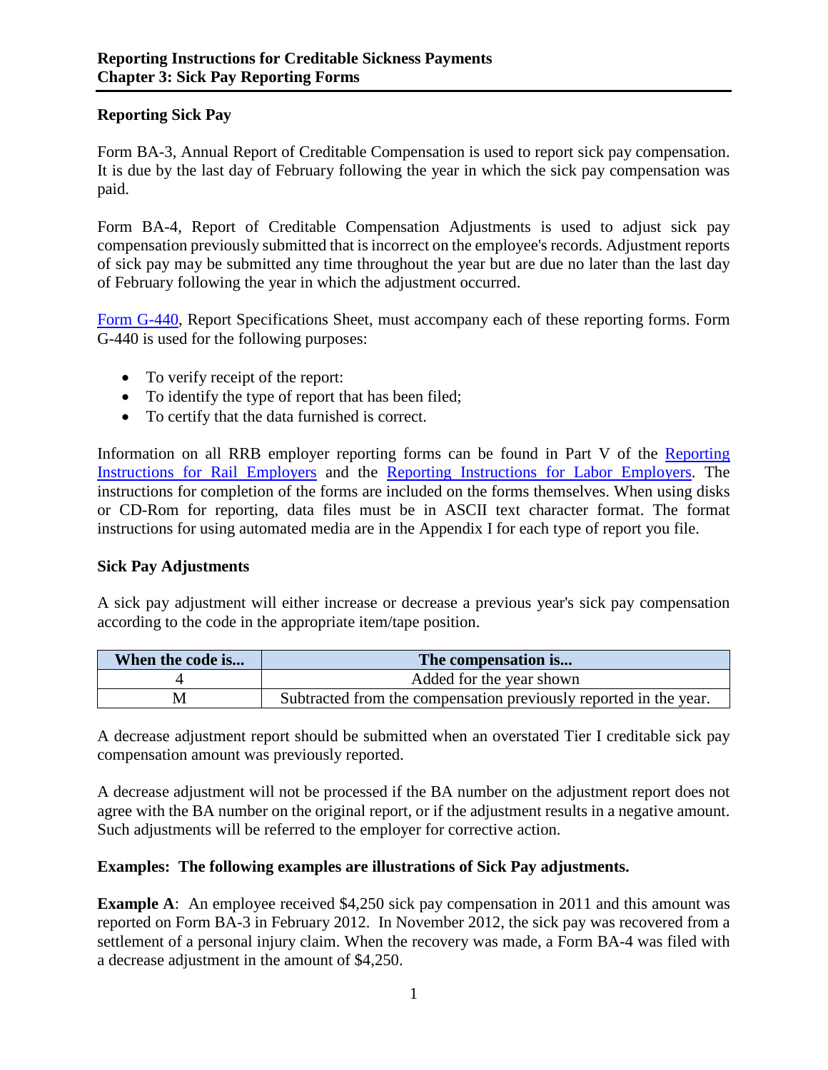## Reporting Sick Pay

Form BA-3, Annual Report of Creditable Compensation is used to report sick pay compensation. It is due by the last day of February following the year in which the sick pay compensation was paid.

Form BA-4, Report of Creditable Compensation Adjustments is used to adjust sick pay compensation previously submitted that is incorrect on the employee's records. Adjustment reports of sick pay may be submitted any time throughout the year but are due no later than the last day of February following the year in which the adjustment occurred.

Form G-440, Report Specifications Sheet, must accompany each of these reporting forms. Form G-440 is used for the following purposes:

- To verify receipt of the report:
- To identify the type of report that has been filed;
- To certify that the data furnished is correct.

Information on all RRB employer reporting forms can be found in Part V of the Reporting Instructions for Rail Employers and the Reporting Instructions for Labor Employers. The instructions for completion of the forms are included on the forms themselves. When using disks or CD-Rom for reporting, data files must be in ASCII text character format. The format instructions for using automated media are in the Appendix I for each type of report you file.

## Sick Pay Adjustments

A sick pay adjustment will either increase or decrease a previous year's sick pay compensation according to the code in the appropriate item/tape position.

| When the code is... | The compensation is... |
|---|---|
| 4 | Added for the year shown |
| M | Subtracted from the compensation previously reported in the year. |

A decrease adjustment report should be submitted when an overstated Tier I creditable sick pay compensation amount was previously reported.

A decrease adjustment will not be processed if the BA number on the adjustment report does not agree with the BA number on the original report, or if the adjustment results in a negative amount. Such adjustments will be referred to the employer for corrective action.

**Examples: The following examples are illustrations of Sick Pay adjustments.**

**Example A**: An employee received $4,250 sick pay compensation in 2011 and this amount was reported on Form BA-3 in February 2012. In November 2012, the sick pay was recovered from a settlement of a personal injury claim. When the recovery was made, a Form BA-4 was filed with a decrease adjustment in the amount of $4,250.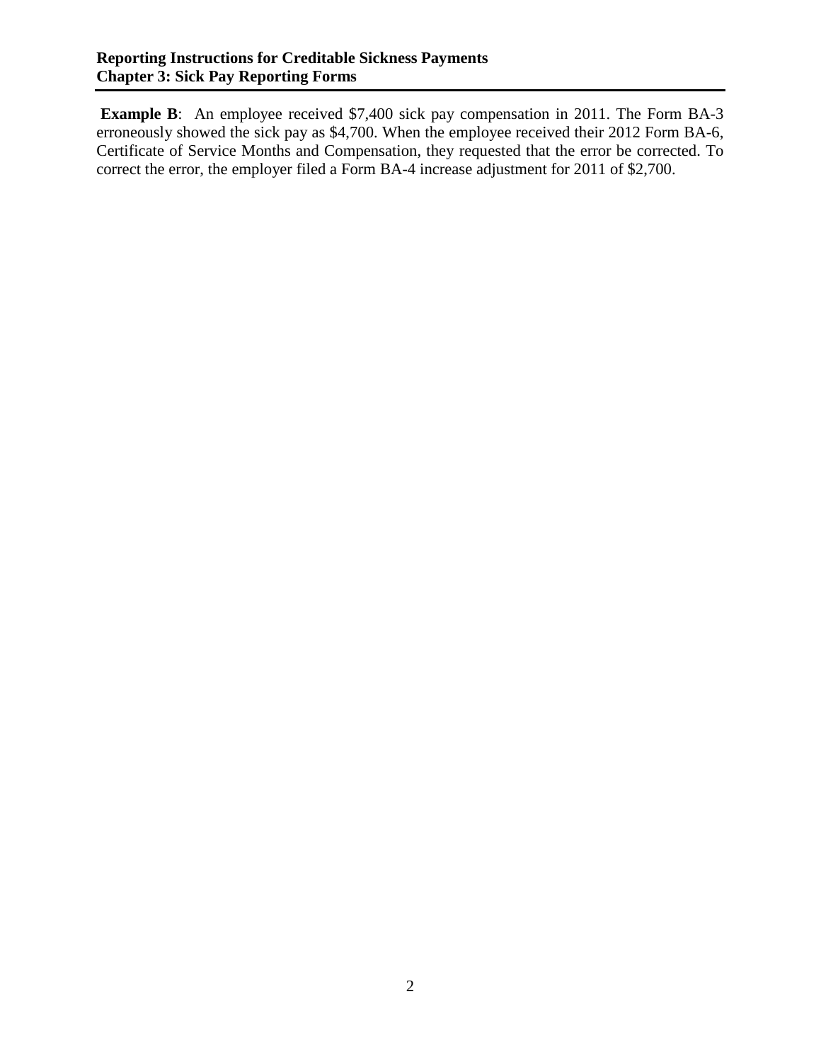**Example B**: An employee received $7,400 sick pay compensation in 2011. The Form BA-3 erroneously showed the sick pay as $4,700. When the employee received their 2012 Form BA-6, Certificate of Service Months and Compensation, they requested that the error be corrected. To correct the error, the employer filed a Form BA-4 increase adjustment for 2011 of $2,700.